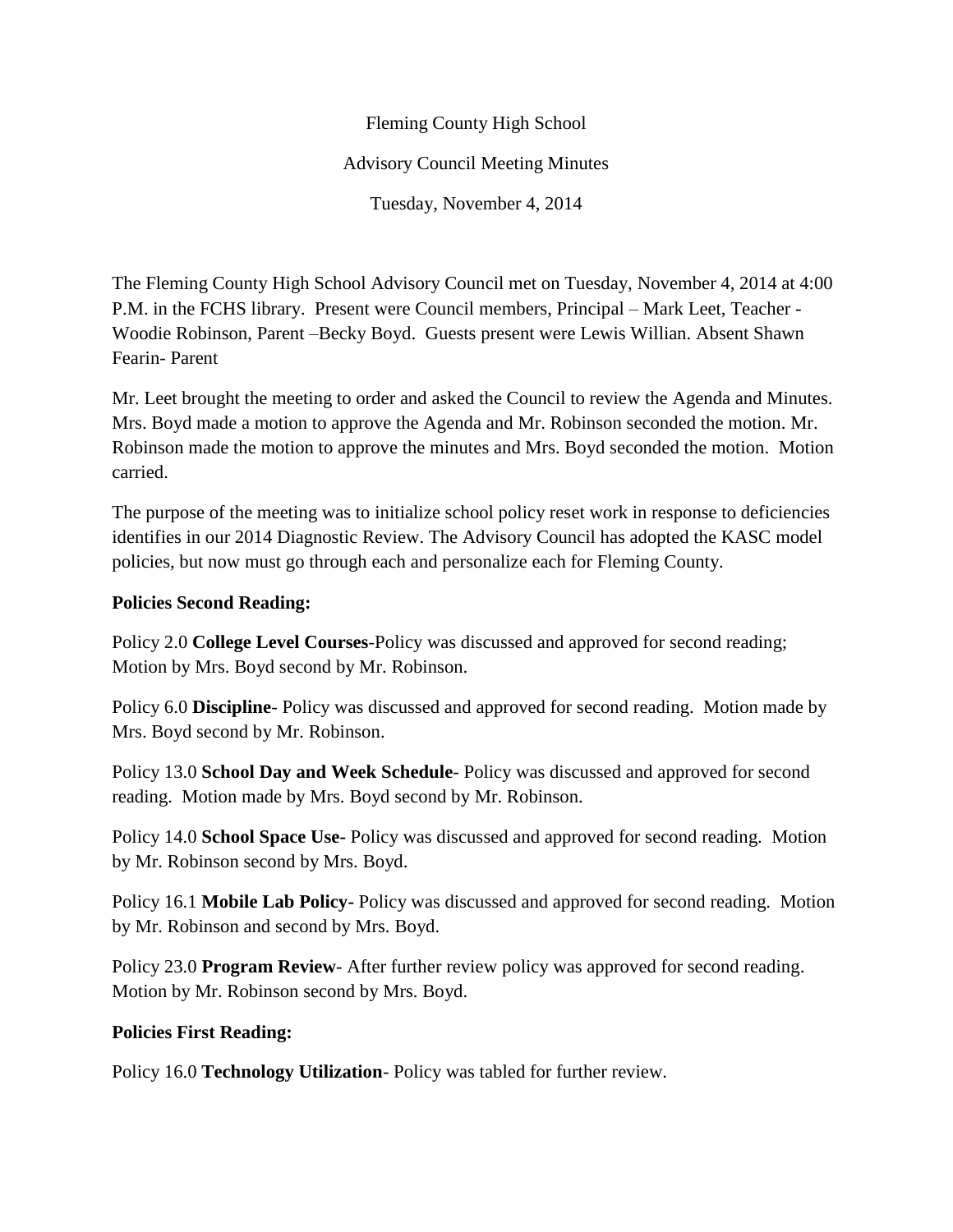Fleming County High School

Advisory Council Meeting Minutes

Tuesday, November 4, 2014

The Fleming County High School Advisory Council met on Tuesday, November 4, 2014 at 4:00 P.M. in the FCHS library. Present were Council members, Principal – Mark Leet, Teacher - Woodie Robinson, Parent –Becky Boyd. Guests present were Lewis Willian. Absent Shawn Fearin- Parent

Mr. Leet brought the meeting to order and asked the Council to review the Agenda and Minutes. Mrs. Boyd made a motion to approve the Agenda and Mr. Robinson seconded the motion. Mr. Robinson made the motion to approve the minutes and Mrs. Boyd seconded the motion. Motion carried.

The purpose of the meeting was to initialize school policy reset work in response to deficiencies identifies in our 2014 Diagnostic Review. The Advisory Council has adopted the KASC model policies, but now must go through each and personalize each for Fleming County.

**Policies Second Reading:**

Policy 2.0 **College Level Courses**-Policy was discussed and approved for second reading; Motion by Mrs. Boyd second by Mr. Robinson.

Policy 6.0 **Discipline**- Policy was discussed and approved for second reading. Motion made by Mrs. Boyd second by Mr. Robinson.

Policy 13.0 **School Day and Week Schedule**- Policy was discussed and approved for second reading. Motion made by Mrs. Boyd second by Mr. Robinson.

Policy 14.0 **School Space Use-** Policy was discussed and approved for second reading. Motion by Mr. Robinson second by Mrs. Boyd.

Policy 16.1 **Mobile Lab Policy-** Policy was discussed and approved for second reading. Motion by Mr. Robinson and second by Mrs. Boyd.

Policy 23.0 **Program Review**- After further review policy was approved for second reading. Motion by Mr. Robinson second by Mrs. Boyd.

**Policies First Reading:**

Policy 16.0 **Technology Utilization**- Policy was tabled for further review.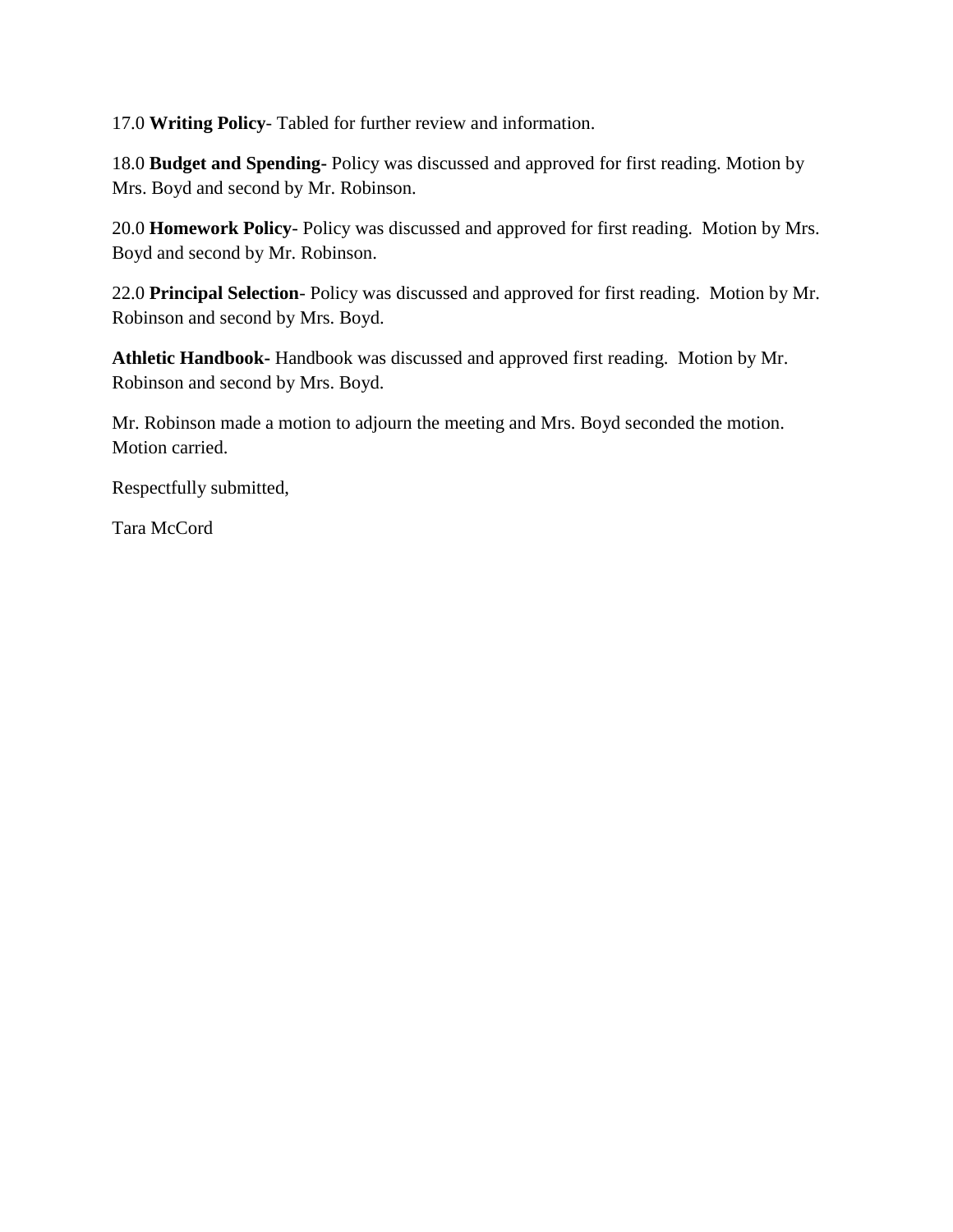17.0 **Writing Policy**- Tabled for further review and information.

18.0 **Budget and Spending-** Policy was discussed and approved for first reading. Motion by Mrs. Boyd and second by Mr. Robinson.

20.0 **Homework Policy**- Policy was discussed and approved for first reading. Motion by Mrs. Boyd and second by Mr. Robinson.

22.0 **Principal Selection**- Policy was discussed and approved for first reading. Motion by Mr. Robinson and second by Mrs. Boyd.

**Athletic Handbook-** Handbook was discussed and approved first reading. Motion by Mr. Robinson and second by Mrs. Boyd.

Mr. Robinson made a motion to adjourn the meeting and Mrs. Boyd seconded the motion. Motion carried.

Respectfully submitted,

Tara McCord